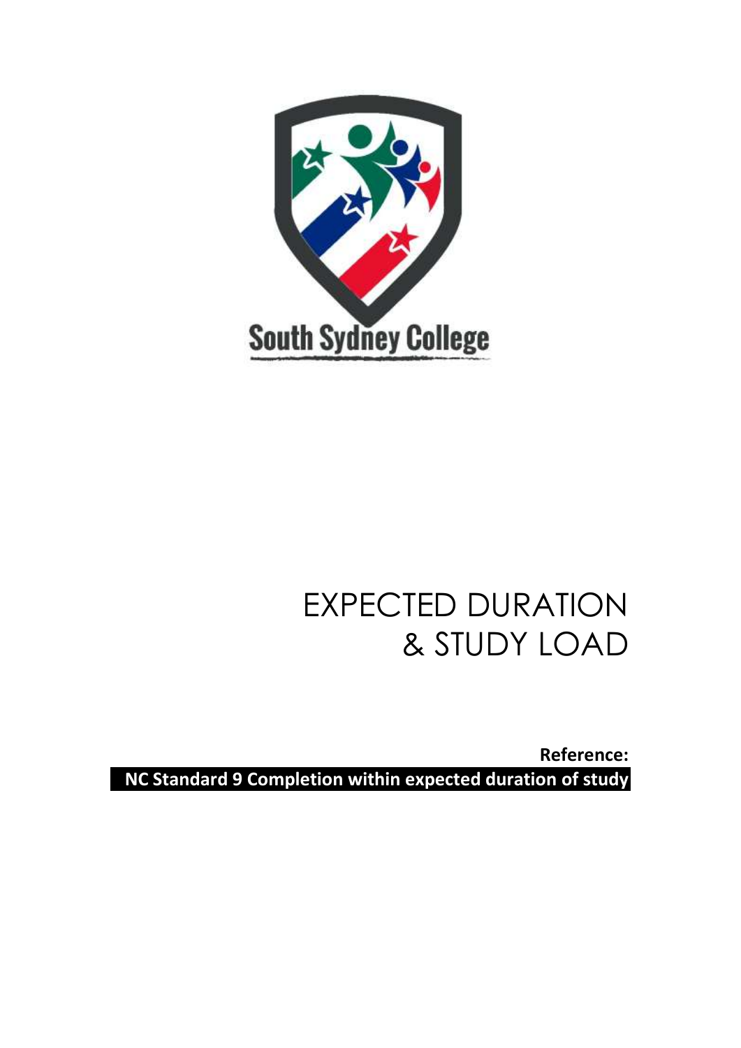South Sydney College

# EXPECTED DURATION & STUDY LOAD

**Reference:**

**NC Standard 9 Completion within expected duration of study**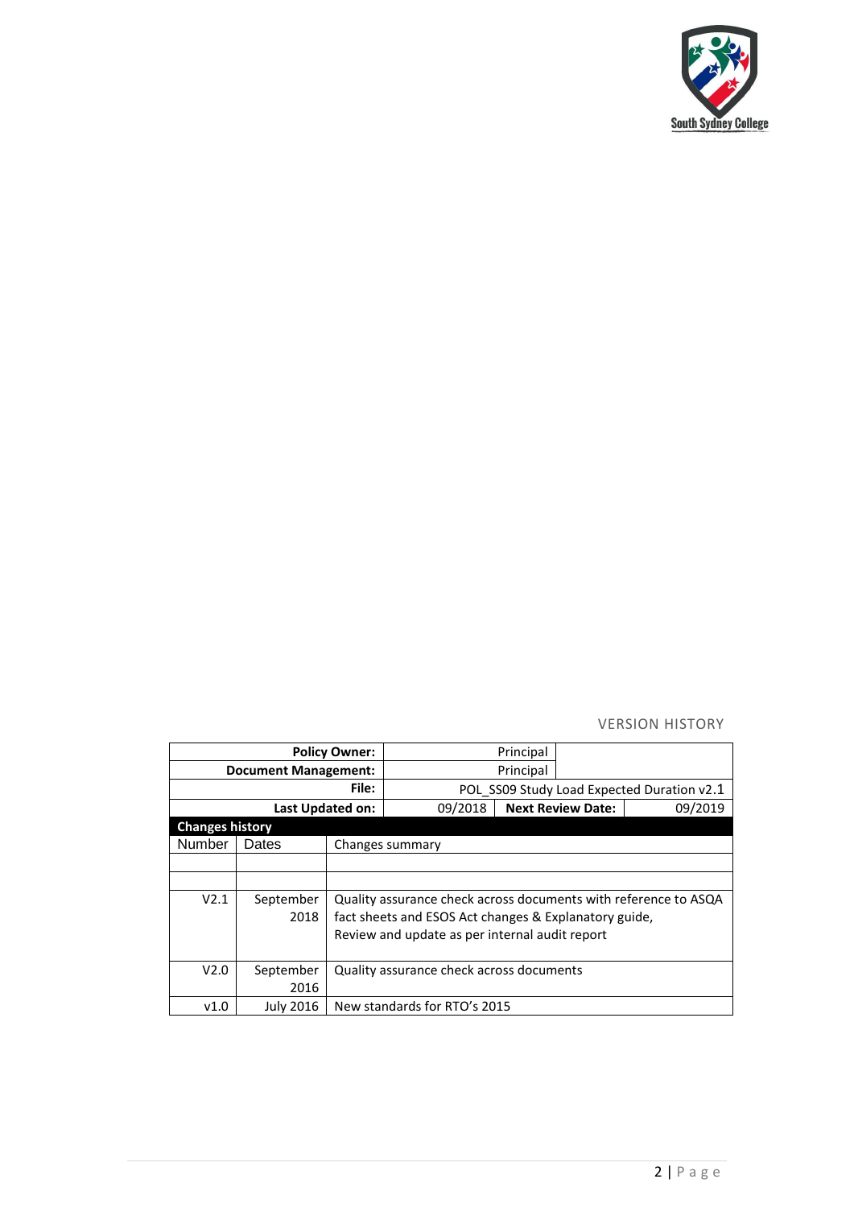VERSION HISTORY

| | | | |
|---|---|---|---|
| **Policy Owner:** | Principal | | |
| **Document Management:** | Principal | | |
| **File:** | POL_SS09 Study Load Expected Duration v2.1 | | |
| **Last Updated on:** | 09/2018 | **Next Review Date:** | 09/2019 |

| **Changes history** | | |
|---|---|---|
| Number | Dates | Changes summary |
| | | |
| | | |
| V2.1 | September 2018 | Quality assurance check across documents with reference to ASQA fact sheets and ESOS Act changes & Explanatory guide, Review and update as per internal audit report |
| V2.0 | September 2016 | Quality assurance check across documents |
| v1.0 | July 2016 | New standards for RTO's 2015 |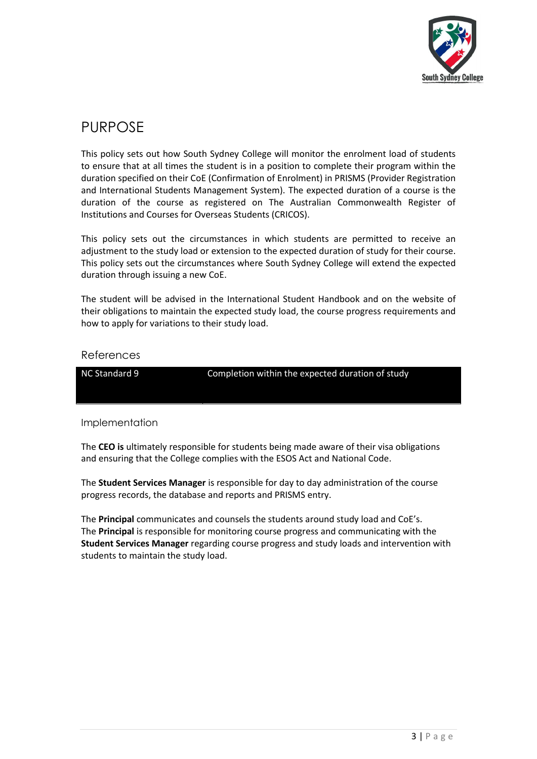# PURPOSE

This policy sets out how South Sydney College will monitor the enrolment load of students to ensure that at all times the student is in a position to complete their program within the duration specified on their CoE (Confirmation of Enrolment) in PRISMS (Provider Registration and International Students Management System). The expected duration of a course is the duration of the course as registered on The Australian Commonwealth Register of Institutions and Courses for Overseas Students (CRICOS).

This policy sets out the circumstances in which students are permitted to receive an adjustment to the study load or extension to the expected duration of study for their course. This policy sets out the circumstances where South Sydney College will extend the expected duration through issuing a new CoE.

The student will be advised in the International Student Handbook and on the website of their obligations to maintain the expected study load, the course progress requirements and how to apply for variations to their study load.

## References

| NC Standard 9 | Completion within the expected duration of study |
|---|---|

## Implementation

The **CEO is** ultimately responsible for students being made aware of their visa obligations and ensuring that the College complies with the ESOS Act and National Code.

The **Student Services Manager** is responsible for day to day administration of the course progress records, the database and reports and PRISMS entry.

The **Principal** communicates and counsels the students around study load and CoE's.
The **Principal** is responsible for monitoring course progress and communicating with the **Student Services Manager** regarding course progress and study loads and intervention with students to maintain the study load.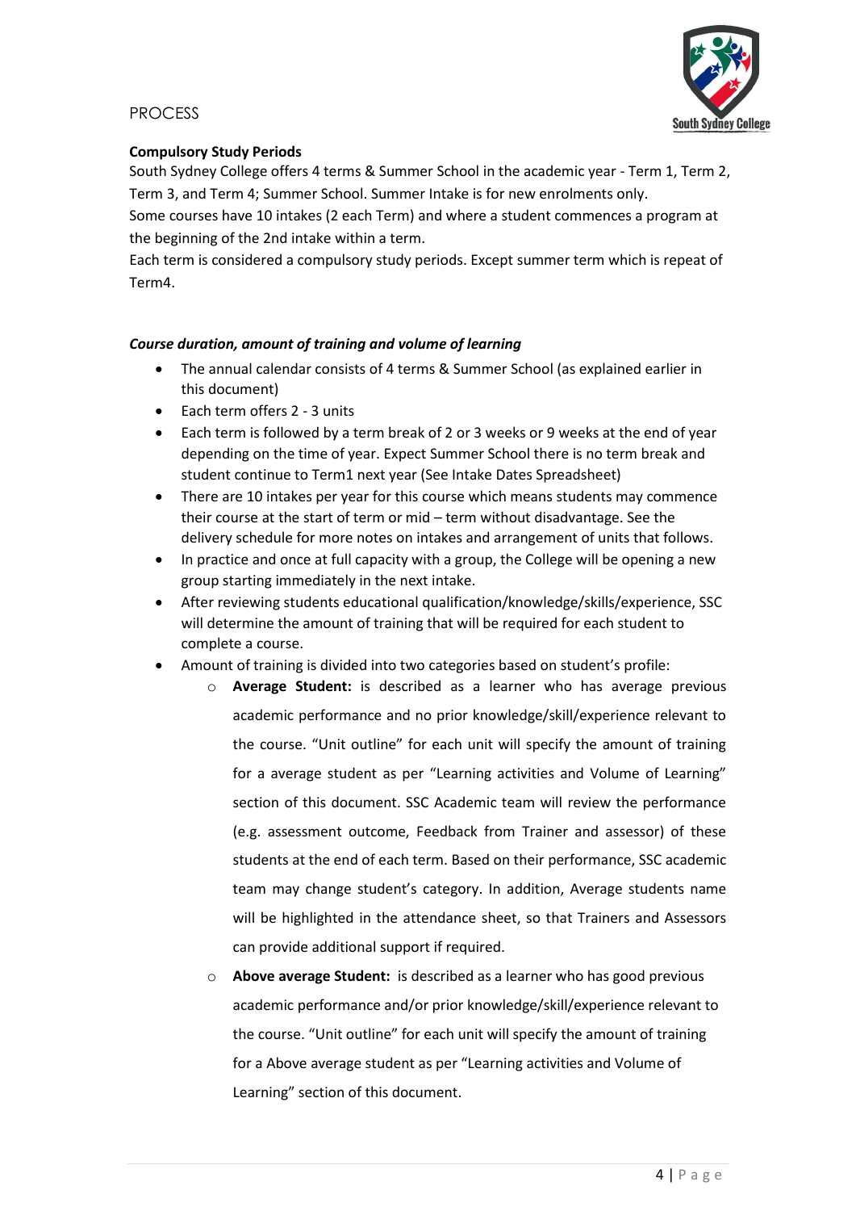PROCESS

**Compulsory Study Periods**

South Sydney College offers 4 terms & Summer School in the academic year - Term 1, Term 2, Term 3, and Term 4; Summer School. Summer Intake is for new enrolments only.
Some courses have 10 intakes (2 each Term) and where a student commences a program at the beginning of the 2nd intake within a term.
Each term is considered a compulsory study periods. Except summer term which is repeat of Term4.

***Course duration, amount of training and volume of learning***

- The annual calendar consists of 4 terms & Summer School (as explained earlier in this document)
- Each term offers 2 - 3 units
- Each term is followed by a term break of 2 or 3 weeks or 9 weeks at the end of year depending on the time of year. Expect Summer School there is no term break and student continue to Term1 next year (See Intake Dates Spreadsheet)
- There are 10 intakes per year for this course which means students may commence their course at the start of term or mid – term without disadvantage. See the delivery schedule for more notes on intakes and arrangement of units that follows.
- In practice and once at full capacity with a group, the College will be opening a new group starting immediately in the next intake.
- After reviewing students educational qualification/knowledge/skills/experience, SSC will determine the amount of training that will be required for each student to complete a course.
- Amount of training is divided into two categories based on student's profile:
    - **Average Student:** is described as a learner who has average previous academic performance and no prior knowledge/skill/experience relevant to the course. "Unit outline" for each unit will specify the amount of training for a average student as per "Learning activities and Volume of Learning" section of this document. SSC Academic team will review the performance (e.g. assessment outcome, Feedback from Trainer and assessor) of these students at the end of each term. Based on their performance, SSC academic team may change student's category. In addition, Average students name will be highlighted in the attendance sheet, so that Trainers and Assessors can provide additional support if required.
    - **Above average Student:** is described as a learner who has good previous academic performance and/or prior knowledge/skill/experience relevant to the course. "Unit outline" for each unit will specify the amount of training for a Above average student as per "Learning activities and Volume of Learning" section of this document.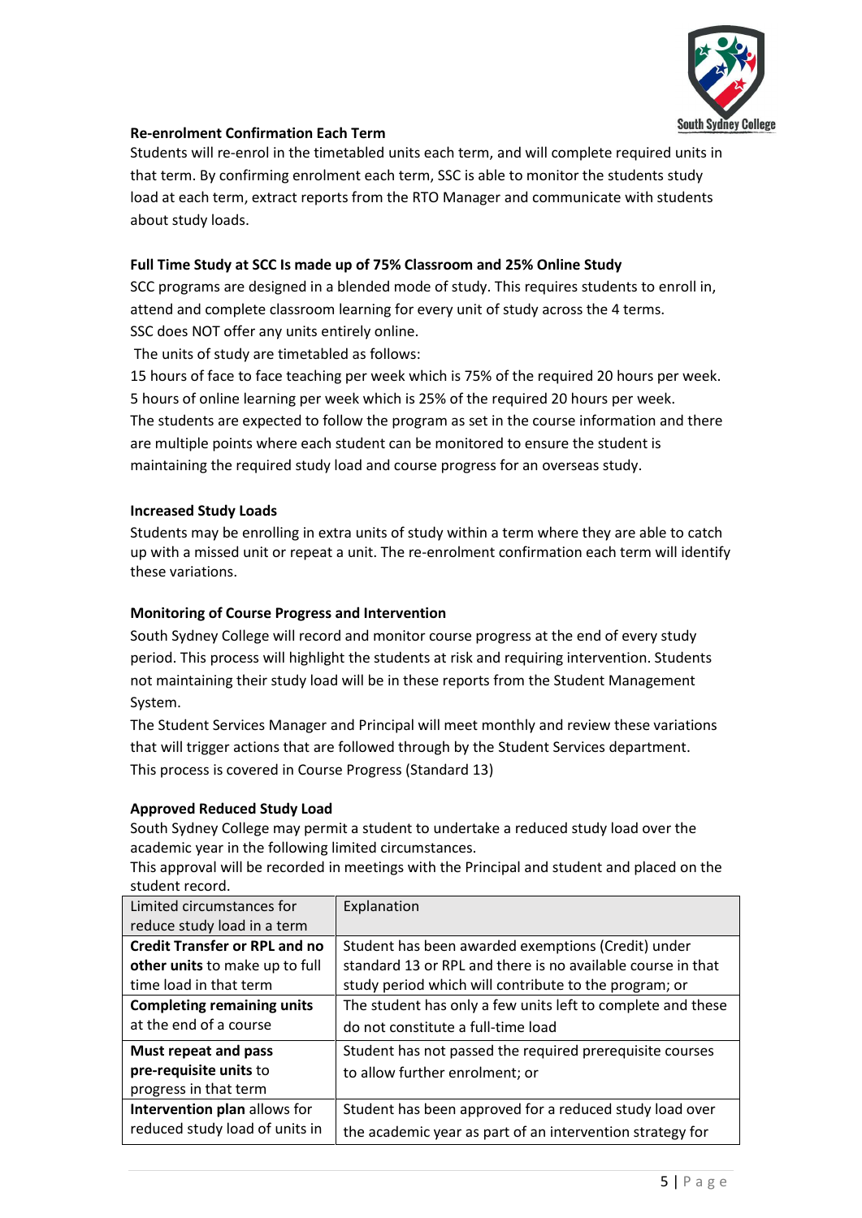**Re-enrolment Confirmation Each Term**

Students will re-enrol in the timetabled units each term, and will complete required units in that term. By confirming enrolment each term, SSC is able to monitor the students study load at each term, extract reports from the RTO Manager and communicate with students about study loads.

**Full Time Study at SCC Is made up of 75% Classroom and 25% Online Study**

SCC programs are designed in a blended mode of study. This requires students to enroll in, attend and complete classroom learning for every unit of study across the 4 terms.
SSC does NOT offer any units entirely online.
The units of study are timetabled as follows:
15 hours of face to face teaching per week which is 75% of the required 20 hours per week.
5 hours of online learning per week which is 25% of the required 20 hours per week.
The students are expected to follow the program as set in the course information and there are multiple points where each student can be monitored to ensure the student is maintaining the required study load and course progress for an overseas study.

**Increased Study Loads**

Students may be enrolling in extra units of study within a term where they are able to catch up with a missed unit or repeat a unit. The re-enrolment confirmation each term will identify these variations.

**Monitoring of Course Progress and Intervention**

South Sydney College will record and monitor course progress at the end of every study period. This process will highlight the students at risk and requiring intervention. Students not maintaining their study load will be in these reports from the Student Management System.
The Student Services Manager and Principal will meet monthly and review these variations that will trigger actions that are followed through by the Student Services department.
This process is covered in Course Progress (Standard 13)

**Approved Reduced Study Load**

South Sydney College may permit a student to undertake a reduced study load over the academic year in the following limited circumstances.
This approval will be recorded in meetings with the Principal and student and placed on the student record.

| Limited circumstances for reduce study load in a term | Explanation |
|---|---|
| **Credit Transfer or RPL and no other units** to make up to full time load in that term | Student has been awarded exemptions (Credit) under standard 13 or RPL and there is no available course in that study period which will contribute to the program; or |
| **Completing remaining units** at the end of a course | The student has only a few units left to complete and these do not constitute a full-time load |
| **Must repeat and pass pre-requisite units** to progress in that term | Student has not passed the required prerequisite courses to allow further enrolment; or |
| **Intervention plan** allows for reduced study load of units in | Student has been approved for a reduced study load over the academic year as part of an intervention strategy for |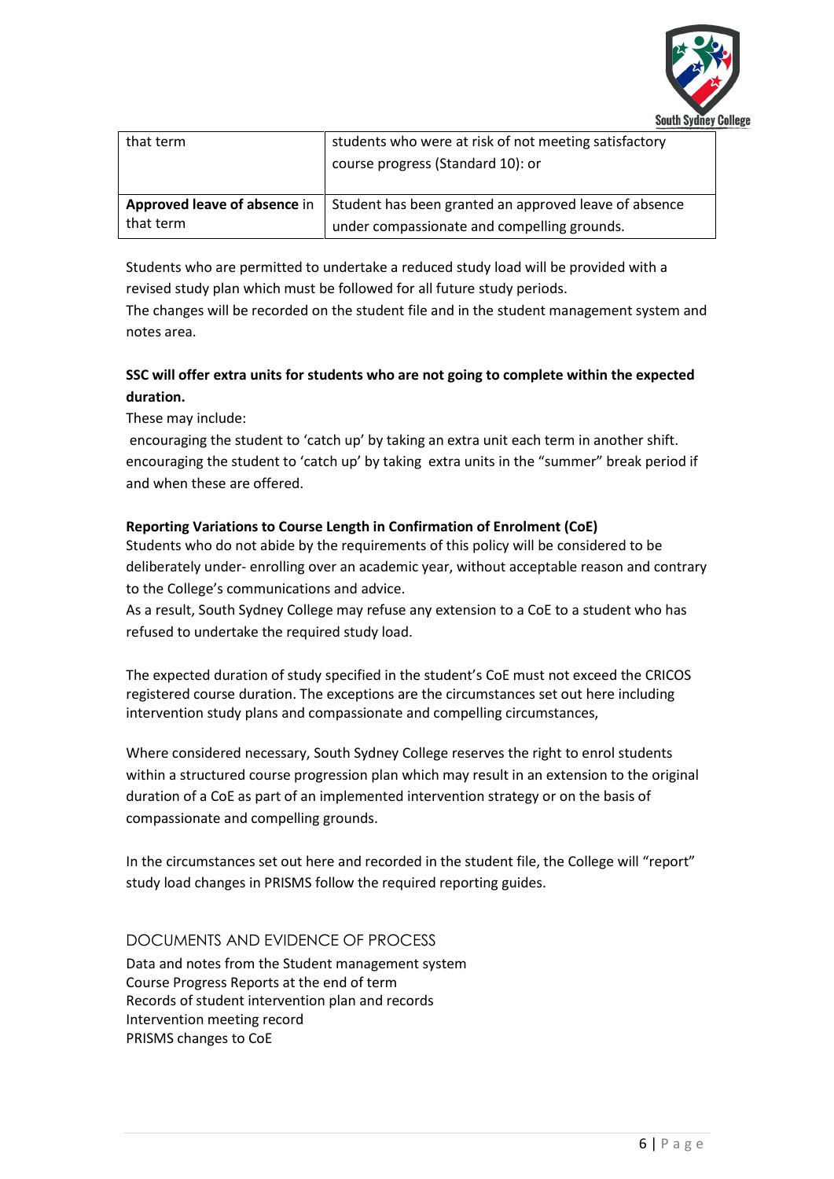| | |
|---|---|
| that term | students who were at risk of not meeting satisfactory course progress (Standard 10): or |
| **Approved leave of absence** in that term | Student has been granted an approved leave of absence under compassionate and compelling grounds. |

Students who are permitted to undertake a reduced study load will be provided with a revised study plan which must be followed for all future study periods.
The changes will be recorded on the student file and in the student management system and notes area.

**SSC will offer extra units for students who are not going to complete within the expected duration.**

These may include:

encouraging the student to 'catch up' by taking an extra unit each term in another shift.
encouraging the student to 'catch up' by taking extra units in the "summer" break period if and when these are offered.

**Reporting Variations to Course Length in Confirmation of Enrolment (CoE)**

Students who do not abide by the requirements of this policy will be considered to be deliberately under- enrolling over an academic year, without acceptable reason and contrary to the College's communications and advice.
As a result, South Sydney College may refuse any extension to a CoE to a student who has refused to undertake the required study load.

The expected duration of study specified in the student's CoE must not exceed the CRICOS registered course duration. The exceptions are the circumstances set out here including intervention study plans and compassionate and compelling circumstances,

Where considered necessary, South Sydney College reserves the right to enrol students within a structured course progression plan which may result in an extension to the original duration of a CoE as part of an implemented intervention strategy or on the basis of compassionate and compelling grounds.

In the circumstances set out here and recorded in the student file, the College will "report" study load changes in PRISMS follow the required reporting guides.

## DOCUMENTS AND EVIDENCE OF PROCESS

Data and notes from the Student management system
Course Progress Reports at the end of term
Records of student intervention plan and records
Intervention meeting record
PRISMS changes to CoE